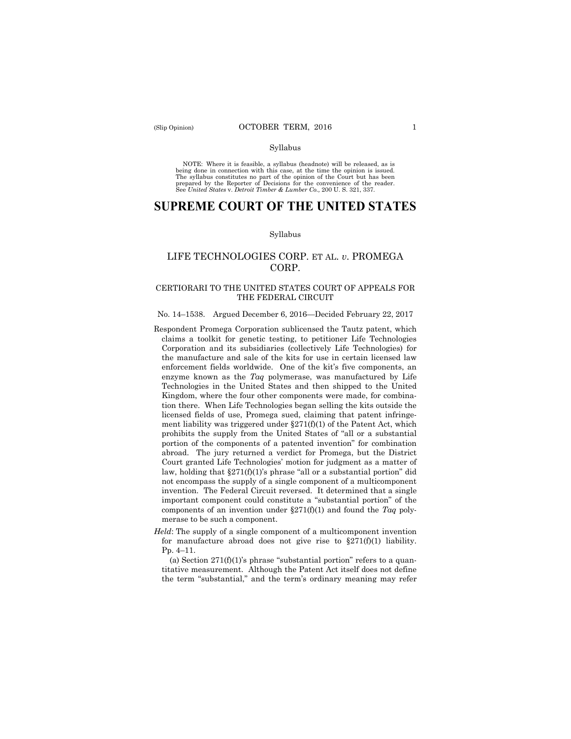(Slip Opinion) OCTOBER TERM, 2016

Syllabus

NOTE: Where it is feasible, a syllabus (headnote) will be released, as is being done in connection with this case, at the time the opinion is issued. The syllabus constitutes no part of the opinion of the Court but has been prepared by the Reporter of Decisions for the convenience of the reader. See *United States* v. *Detroit Timber & Lumber Co.,* 200 U. S. 321, 337.

# SUPREME COURT OF THE UNITED STATES

Syllabus

## LIFE TECHNOLOGIES CORP. ET AL. *v*. PROMEGA CORP.

### CERTIORARI TO THE UNITED STATES COURT OF APPEALS FOR THE FEDERAL CIRCUIT

No. 14–1538. Argued December 6, 2016—Decided February 22, 2017

Respondent Promega Corporation sublicensed the Tautz patent, which claims a toolkit for genetic testing, to petitioner Life Technologies Corporation and its subsidiaries (collectively Life Technologies) for the manufacture and sale of the kits for use in certain licensed law enforcement fields worldwide. One of the kit's five components, an enzyme known as the *Taq* polymerase, was manufactured by Life Technologies in the United States and then shipped to the United Kingdom, where the four other components were made, for combination there. When Life Technologies began selling the kits outside the licensed fields of use, Promega sued, claiming that patent infringement liability was triggered under §271(f)(1) of the Patent Act, which prohibits the supply from the United States of "all or a substantial portion of the components of a patented invention" for combination abroad. The jury returned a verdict for Promega, but the District Court granted Life Technologies' motion for judgment as a matter of law, holding that §271(f)(1)'s phrase "all or a substantial portion" did not encompass the supply of a single component of a multicomponent invention. The Federal Circuit reversed. It determined that a single important component could constitute a "substantial portion" of the components of an invention under §271(f)(1) and found the *Taq* polymerase to be such a component.

*Held*: The supply of a single component of a multicomponent invention for manufacture abroad does not give rise to §271(f)(1) liability. Pp. 4–11.

(a) Section 271(f)(1)'s phrase "substantial portion" refers to a quantitative measurement. Although the Patent Act itself does not define the term "substantial," and the term's ordinary meaning may refer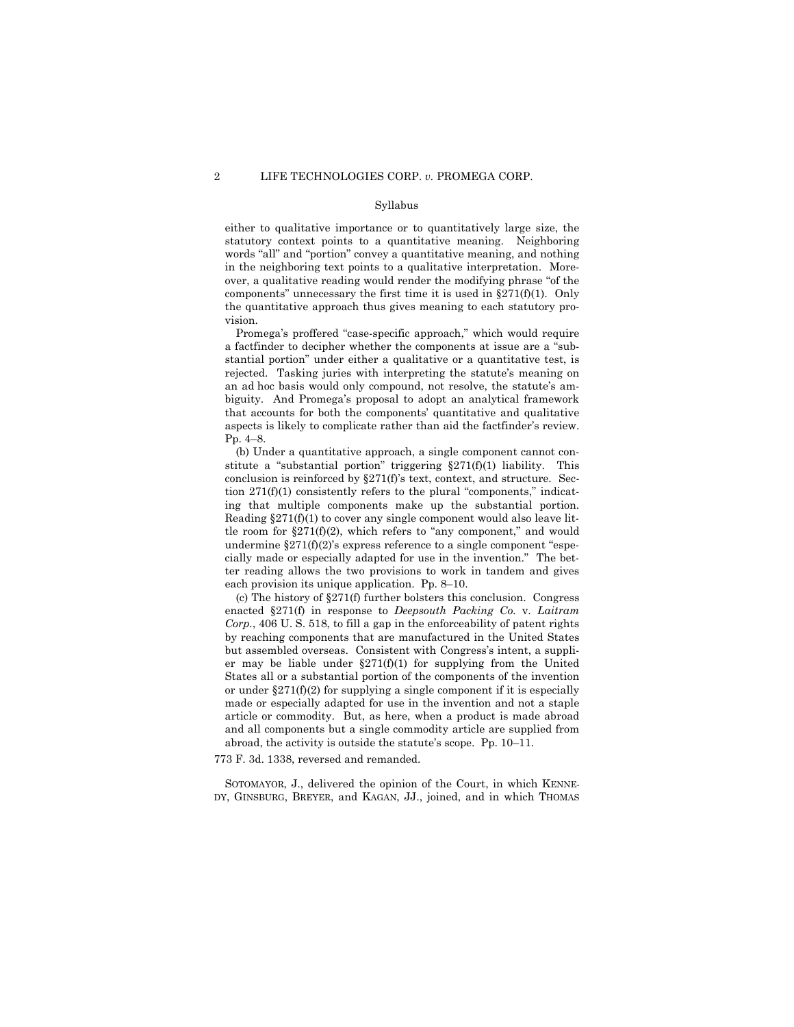either to qualitative importance or to quantitatively large size, the statutory context points to a quantitative meaning. Neighboring words "all" and "portion" convey a quantitative meaning, and nothing in the neighboring text points to a qualitative interpretation. Moreover, a qualitative reading would render the modifying phrase "of the components" unnecessary the first time it is used in §271(f)(1). Only the quantitative approach thus gives meaning to each statutory provision.

Promega's proffered "case-specific approach," which would require a factfinder to decipher whether the components at issue are a "substantial portion" under either a qualitative or a quantitative test, is rejected. Tasking juries with interpreting the statute's meaning on an ad hoc basis would only compound, not resolve, the statute's ambiguity. And Promega's proposal to adopt an analytical framework that accounts for both the components' quantitative and qualitative aspects is likely to complicate rather than aid the factfinder's review. Pp. 4–8.

(b) Under a quantitative approach, a single component cannot constitute a "substantial portion" triggering §271(f)(1) liability. This conclusion is reinforced by §271(f)'s text, context, and structure. Section 271(f)(1) consistently refers to the plural "components," indicating that multiple components make up the substantial portion. Reading §271(f)(1) to cover any single component would also leave little room for §271(f)(2), which refers to "any component," and would undermine §271(f)(2)'s express reference to a single component "especially made or especially adapted for use in the invention." The better reading allows the two provisions to work in tandem and gives each provision its unique application. Pp. 8–10.

(c) The history of §271(f) further bolsters this conclusion. Congress enacted §271(f) in response to *Deepsouth Packing Co.* v. *Laitram Corp.*, 406 U. S. 518, to fill a gap in the enforceability of patent rights by reaching components that are manufactured in the United States but assembled overseas. Consistent with Congress's intent, a supplier may be liable under §271(f)(1) for supplying from the United States all or a substantial portion of the components of the invention or under §271(f)(2) for supplying a single component if it is especially made or especially adapted for use in the invention and not a staple article or commodity. But, as here, when a product is made abroad and all components but a single commodity article are supplied from abroad, the activity is outside the statute's scope. Pp. 10–11.

773 F. 3d. 1338, reversed and remanded.

SOTOMAYOR, J., delivered the opinion of the Court, in which KENNEDY, GINSBURG, BREYER, and KAGAN, JJ., joined, and in which THOMAS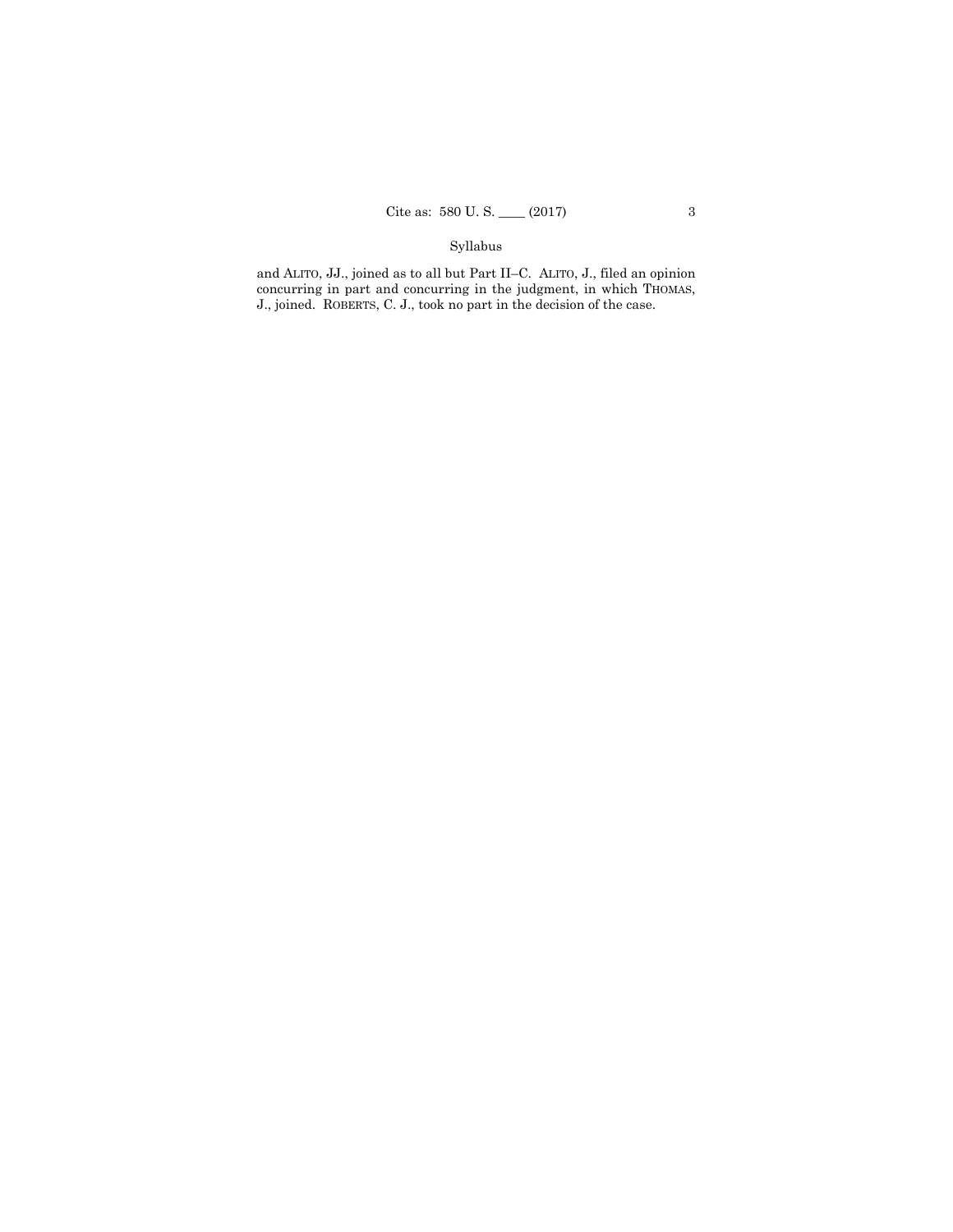and ALITO, JJ., joined as to all but Part II–C. ALITO, J., filed an opinion concurring in part and concurring in the judgment, in which THOMAS, J., joined. ROBERTS, C. J., took no part in the decision of the case.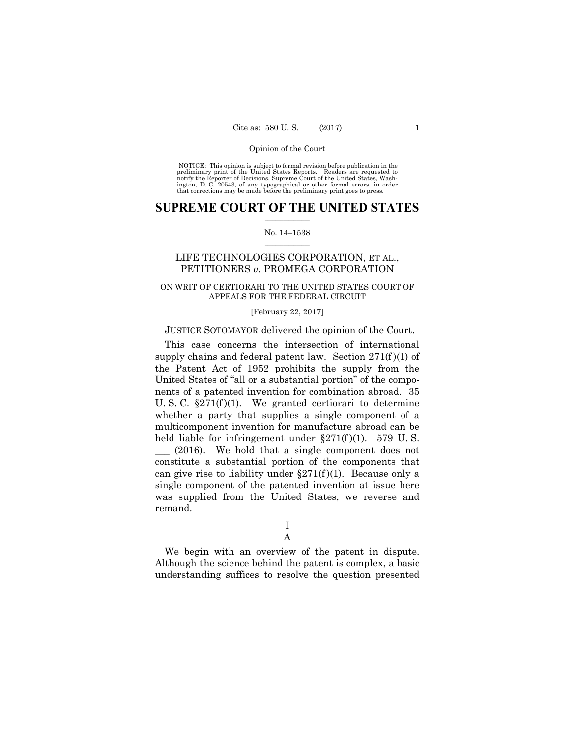NOTICE: This opinion is subject to formal revision before publication in the preliminary print of the United States Reports. Readers are requested to notify the Reporter of Decisions, Supreme Court of the United States, Washington, D. C. 20543, of any typographical or other formal errors, in order that corrections may be made before the preliminary print goes to press.

# SUPREME COURT OF THE UNITED STATES

No. 14–1538

LIFE TECHNOLOGIES CORPORATION, ET AL., PETITIONERS *v.* PROMEGA CORPORATION

ON WRIT OF CERTIORARI TO THE UNITED STATES COURT OF APPEALS FOR THE FEDERAL CIRCUIT

[February 22, 2017]

JUSTICE SOTOMAYOR delivered the opinion of the Court.

This case concerns the intersection of international supply chains and federal patent law. Section 271(f)(1) of the Patent Act of 1952 prohibits the supply from the United States of "all or a substantial portion" of the components of a patented invention for combination abroad. 35 U. S. C. §271(f)(1). We granted certiorari to determine whether a party that supplies a single component of a multicomponent invention for manufacture abroad can be held liable for infringement under §271(f)(1). 579 U. S. ___ (2016). We hold that a single component does not constitute a substantial portion of the components that can give rise to liability under §271(f)(1). Because only a single component of the patented invention at issue here was supplied from the United States, we reverse and remand.

## I

### A

We begin with an overview of the patent in dispute. Although the science behind the patent is complex, a basic understanding suffices to resolve the question presented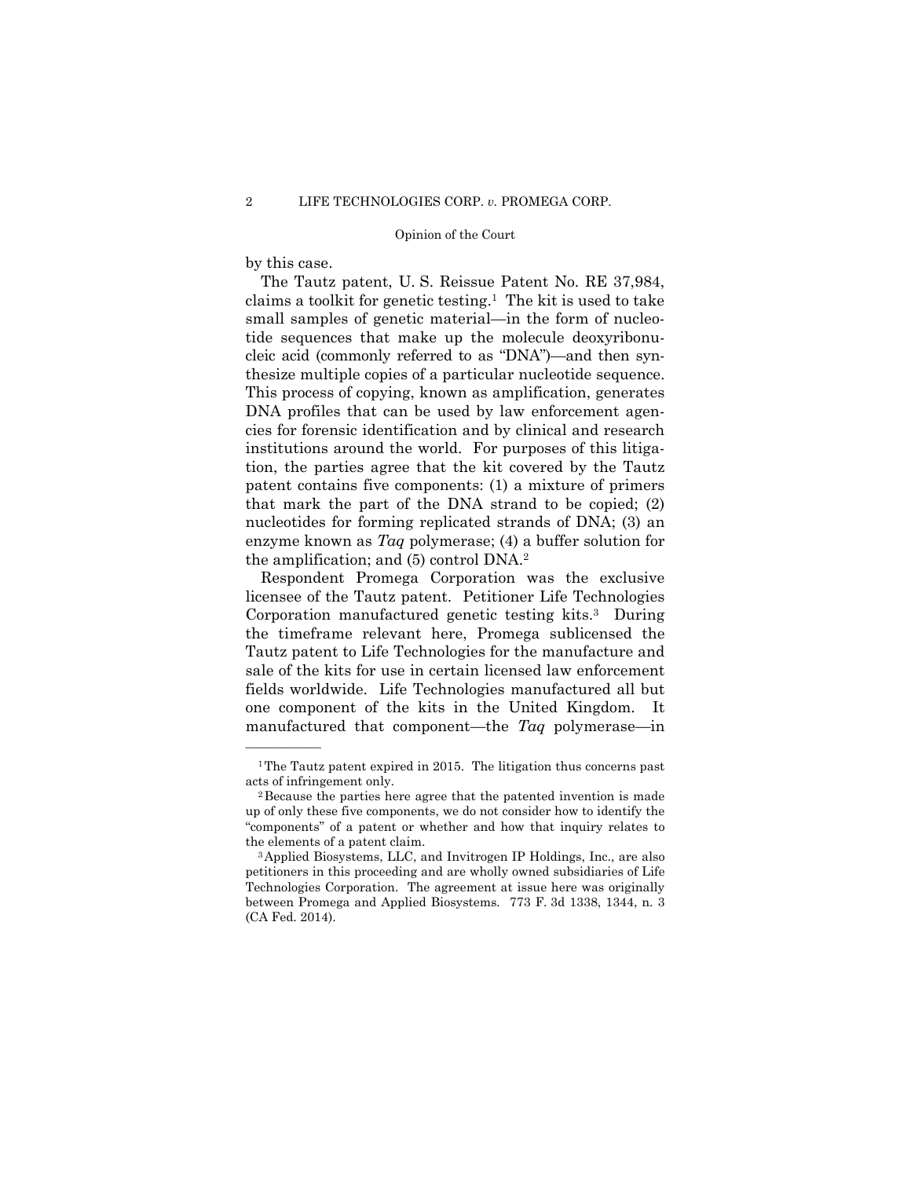by this case.

The Tautz patent, U. S. Reissue Patent No. RE 37,984, claims a toolkit for genetic testing.[1] The kit is used to take small samples of genetic material—in the form of nucleotide sequences that make up the molecule deoxyribonucleic acid (commonly referred to as "DNA")—and then synthesize multiple copies of a particular nucleotide sequence. This process of copying, known as amplification, generates DNA profiles that can be used by law enforcement agencies for forensic identification and by clinical and research institutions around the world. For purposes of this litigation, the parties agree that the kit covered by the Tautz patent contains five components: (1) a mixture of primers that mark the part of the DNA strand to be copied; (2) nucleotides for forming replicated strands of DNA; (3) an enzyme known as *Taq* polymerase; (4) a buffer solution for the amplification; and (5) control DNA.[2]

Respondent Promega Corporation was the exclusive licensee of the Tautz patent. Petitioner Life Technologies Corporation manufactured genetic testing kits.[3] During the timeframe relevant here, Promega sublicensed the Tautz patent to Life Technologies for the manufacture and sale of the kits for use in certain licensed law enforcement fields worldwide. Life Technologies manufactured all but one component of the kits in the United Kingdom. It manufactured that component—the *Taq* polymerase—in

---

[1] The Tautz patent expired in 2015. The litigation thus concerns past acts of infringement only.

[2] Because the parties here agree that the patented invention is made up of only these five components, we do not consider how to identify the "components" of a patent or whether and how that inquiry relates to the elements of a patent claim.

[3] Applied Biosystems, LLC, and Invitrogen IP Holdings, Inc., are also petitioners in this proceeding and are wholly owned subsidiaries of Life Technologies Corporation. The agreement at issue here was originally between Promega and Applied Biosystems. 773 F. 3d 1338, 1344, n. 3 (CA Fed. 2014).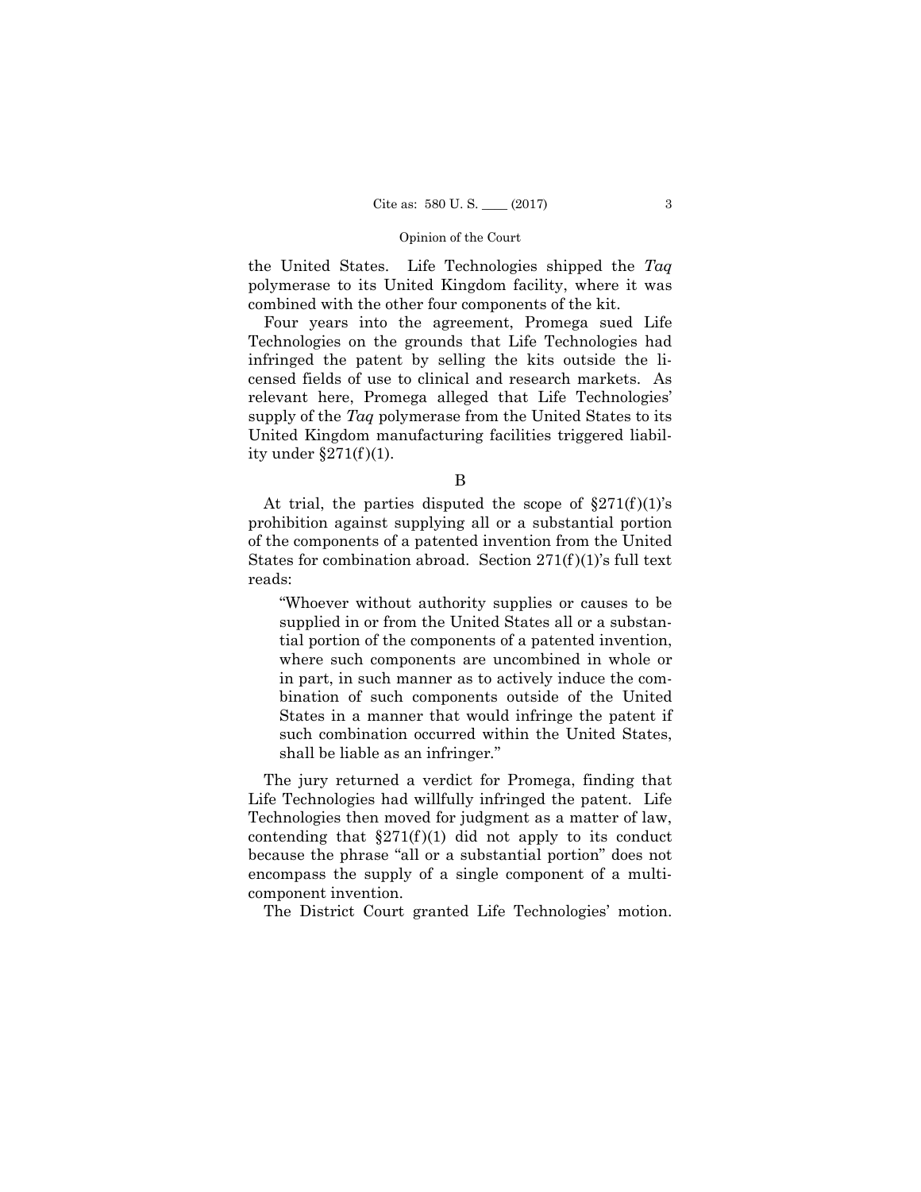the United States. Life Technologies shipped the *Taq* polymerase to its United Kingdom facility, where it was combined with the other four components of the kit.

Four years into the agreement, Promega sued Life Technologies on the grounds that Life Technologies had infringed the patent by selling the kits outside the licensed fields of use to clinical and research markets. As relevant here, Promega alleged that Life Technologies' supply of the *Taq* polymerase from the United States to its United Kingdom manufacturing facilities triggered liability under §271(f)(1).

B

At trial, the parties disputed the scope of §271(f)(1)'s prohibition against supplying all or a substantial portion of the components of a patented invention from the United States for combination abroad. Section 271(f)(1)'s full text reads:

> "Whoever without authority supplies or causes to be supplied in or from the United States all or a substantial portion of the components of a patented invention, where such components are uncombined in whole or in part, in such manner as to actively induce the combination of such components outside of the United States in a manner that would infringe the patent if such combination occurred within the United States, shall be liable as an infringer."

The jury returned a verdict for Promega, finding that Life Technologies had willfully infringed the patent. Life Technologies then moved for judgment as a matter of law, contending that §271(f)(1) did not apply to its conduct because the phrase "all or a substantial portion" does not encompass the supply of a single component of a multicomponent invention.

The District Court granted Life Technologies' motion.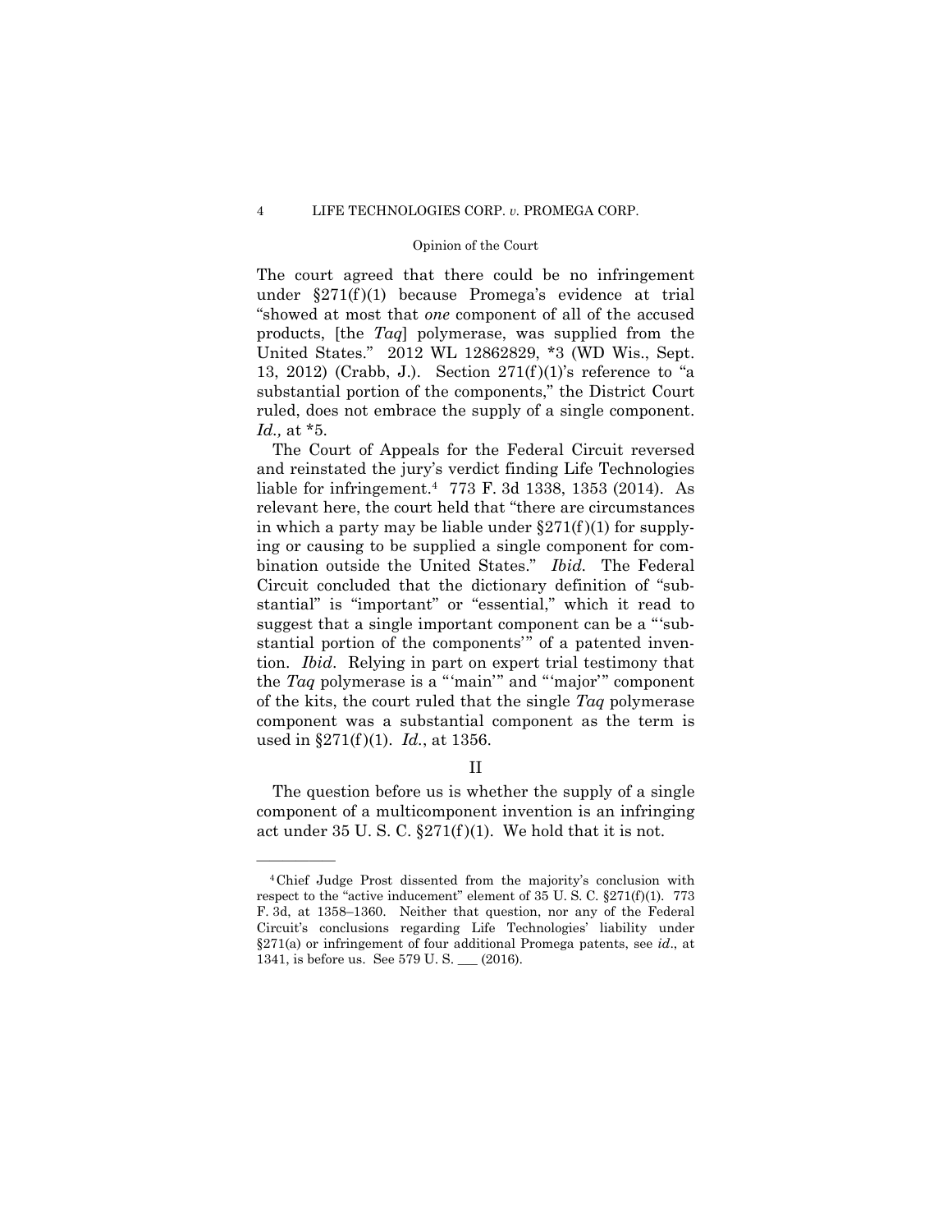The court agreed that there could be no infringement under §271(f)(1) because Promega's evidence at trial "showed at most that *one* component of all of the accused products, [the *Taq*] polymerase, was supplied from the United States." 2012 WL 12862829, *3 (WD Wis., Sept. 13, 2012) (Crabb, J.). Section 271(f)(1)'s reference to "a substantial portion of the components," the District Court ruled, does not embrace the supply of a single component. *Id.,* at *5.

The Court of Appeals for the Federal Circuit reversed and reinstated the jury's verdict finding Life Technologies liable for infringement.[4] 773 F. 3d 1338, 1353 (2014). As relevant here, the court held that "there are circumstances in which a party may be liable under §271(f)(1) for supplying or causing to be supplied a single component for combination outside the United States." *Ibid.* The Federal Circuit concluded that the dictionary definition of "substantial" is "important" or "essential," which it read to suggest that a single important component can be a "'substantial portion of the components'" of a patented invention. *Ibid*. Relying in part on expert trial testimony that the *Taq* polymerase is a "'main'" and "'major'" component of the kits, the court ruled that the single *Taq* polymerase component was a substantial component as the term is used in §271(f)(1). *Id.*, at 1356.

## II

The question before us is whether the supply of a single component of a multicomponent invention is an infringing act under 35 U. S. C. §271(f)(1). We hold that it is not.

---

[4] Chief Judge Prost dissented from the majority's conclusion with respect to the "active inducement" element of 35 U. S. C. §271(f)(1). 773 F. 3d, at 1358–1360. Neither that question, nor any of the Federal Circuit's conclusions regarding Life Technologies' liability under §271(a) or infringement of four additional Promega patents, see *id*., at 1341, is before us. See 579 U. S. ___ (2016).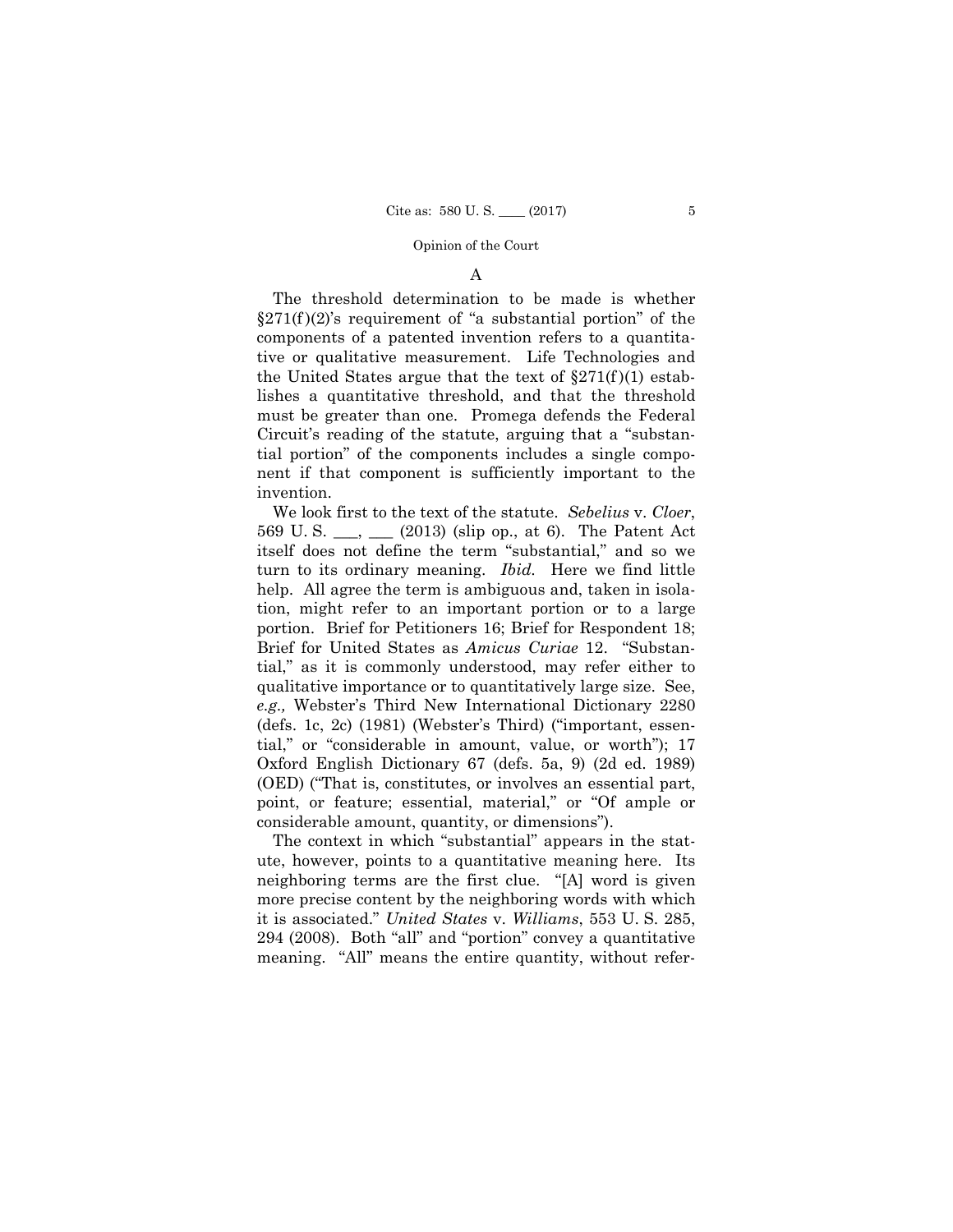### A

The threshold determination to be made is whether §271(f)(2)'s requirement of "a substantial portion" of the components of a patented invention refers to a quantitative or qualitative measurement. Life Technologies and the United States argue that the text of §271(f)(1) establishes a quantitative threshold, and that the threshold must be greater than one. Promega defends the Federal Circuit's reading of the statute, arguing that a "substantial portion" of the components includes a single component if that component is sufficiently important to the invention.

We look first to the text of the statute. *Sebelius* v. *Cloer*, 569 U. S. ___, ___ (2013) (slip op., at 6). The Patent Act itself does not define the term "substantial," and so we turn to its ordinary meaning. *Ibid.* Here we find little help. All agree the term is ambiguous and, taken in isolation, might refer to an important portion or to a large portion. Brief for Petitioners 16; Brief for Respondent 18; Brief for United States as *Amicus Curiae* 12. "Substantial," as it is commonly understood, may refer either to qualitative importance or to quantitatively large size. See, *e.g.,* Webster's Third New International Dictionary 2280 (defs. 1c, 2c) (1981) (Webster's Third) ("important, essential," or "considerable in amount, value, or worth"); 17 Oxford English Dictionary 67 (defs. 5a, 9) (2d ed. 1989) (OED) ("That is, constitutes, or involves an essential part, point, or feature; essential, material," or "Of ample or considerable amount, quantity, or dimensions").

The context in which "substantial" appears in the statute, however, points to a quantitative meaning here. Its neighboring terms are the first clue. "[A] word is given more precise content by the neighboring words with which it is associated." *United States* v. *Williams*, 553 U. S. 285, 294 (2008). Both "all" and "portion" convey a quantitative meaning. "All" means the entire quantity, without refer-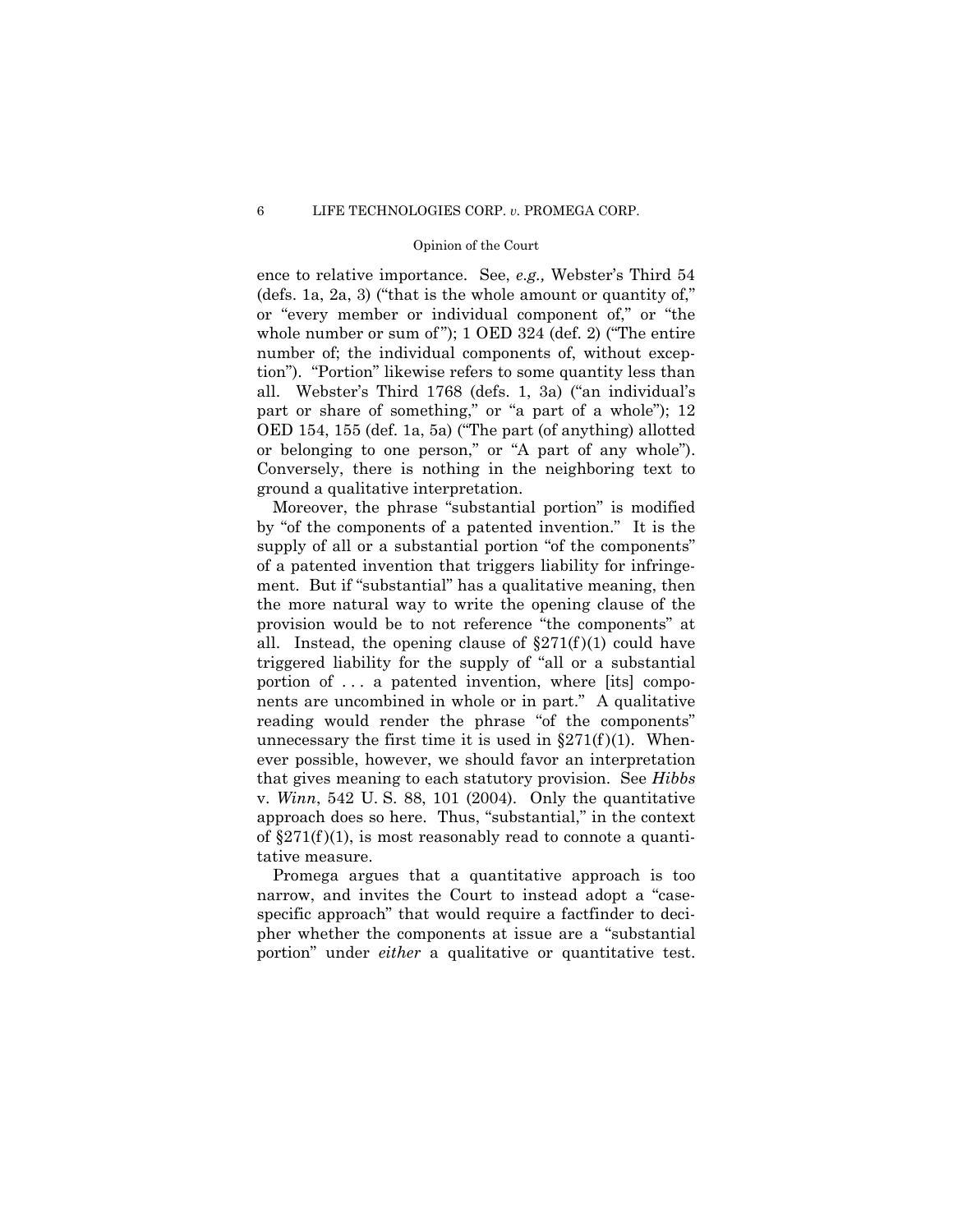ence to relative importance. See, *e.g.,* Webster's Third 54 (defs. 1a, 2a, 3) ("that is the whole amount or quantity of," or "every member or individual component of," or "the whole number or sum of"); 1 OED 324 (def. 2) ("The entire number of; the individual components of, without exception"). "Portion" likewise refers to some quantity less than all. Webster's Third 1768 (defs. 1, 3a) ("an individual's part or share of something," or "a part of a whole"); 12 OED 154, 155 (def. 1a, 5a) ("The part (of anything) allotted or belonging to one person," or "A part of any whole"). Conversely, there is nothing in the neighboring text to ground a qualitative interpretation.

Moreover, the phrase "substantial portion" is modified by "of the components of a patented invention." It is the supply of all or a substantial portion "of the components" of a patented invention that triggers liability for infringement. But if "substantial" has a qualitative meaning, then the more natural way to write the opening clause of the provision would be to not reference "the components" at all. Instead, the opening clause of §271(f)(1) could have triggered liability for the supply of "all or a substantial portion of . . . a patented invention, where [its] components are uncombined in whole or in part." A qualitative reading would render the phrase "of the components" unnecessary the first time it is used in §271(f)(1). Whenever possible, however, we should favor an interpretation that gives meaning to each statutory provision. See *Hibbs* v. *Winn*, 542 U. S. 88, 101 (2004). Only the quantitative approach does so here. Thus, "substantial," in the context of §271(f)(1), is most reasonably read to connote a quantitative measure.

Promega argues that a quantitative approach is too narrow, and invites the Court to instead adopt a "case-specific approach" that would require a factfinder to decipher whether the components at issue are a "substantial portion" under *either* a qualitative or quantitative test.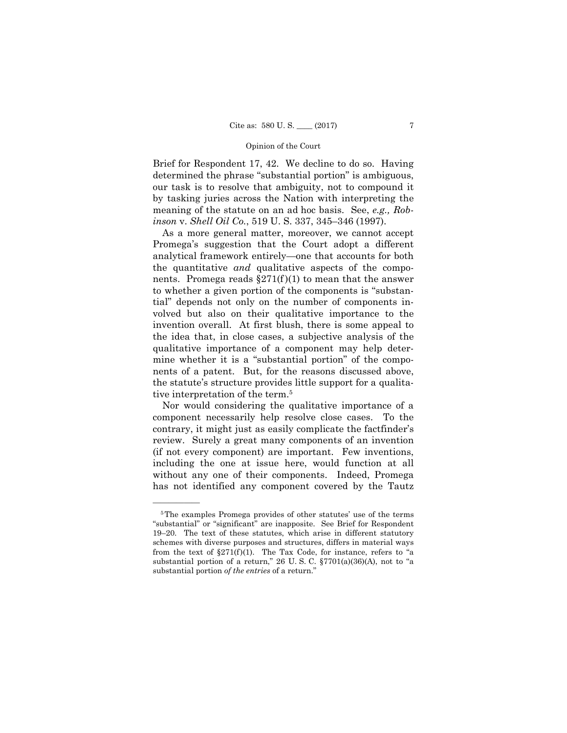Brief for Respondent 17, 42. We decline to do so. Having determined the phrase "substantial portion" is ambiguous, our task is to resolve that ambiguity, not to compound it by tasking juries across the Nation with interpreting the meaning of the statute on an ad hoc basis. See, *e.g., Robinson* v. *Shell Oil Co.*, 519 U. S. 337, 345–346 (1997).

As a more general matter, moreover, we cannot accept Promega's suggestion that the Court adopt a different analytical framework entirely—one that accounts for both the quantitative *and* qualitative aspects of the components. Promega reads §271(f)(1) to mean that the answer to whether a given portion of the components is "substantial" depends not only on the number of components involved but also on their qualitative importance to the invention overall. At first blush, there is some appeal to the idea that, in close cases, a subjective analysis of the qualitative importance of a component may help determine whether it is a "substantial portion" of the components of a patent. But, for the reasons discussed above, the statute's structure provides little support for a qualitative interpretation of the term.[5]

Nor would considering the qualitative importance of a component necessarily help resolve close cases. To the contrary, it might just as easily complicate the factfinder's review. Surely a great many components of an invention (if not every component) are important. Few inventions, including the one at issue here, would function at all without any one of their components. Indeed, Promega has not identified any component covered by the Tautz

---

[5] The examples Promega provides of other statutes' use of the terms "substantial" or "significant" are inapposite. See Brief for Respondent 19–20. The text of these statutes, which arise in different statutory schemes with diverse purposes and structures, differs in material ways from the text of §271(f)(1). The Tax Code, for instance, refers to "a substantial portion of a return," 26 U. S. C. §7701(a)(36)(A), not to "a substantial portion *of the entries* of a return."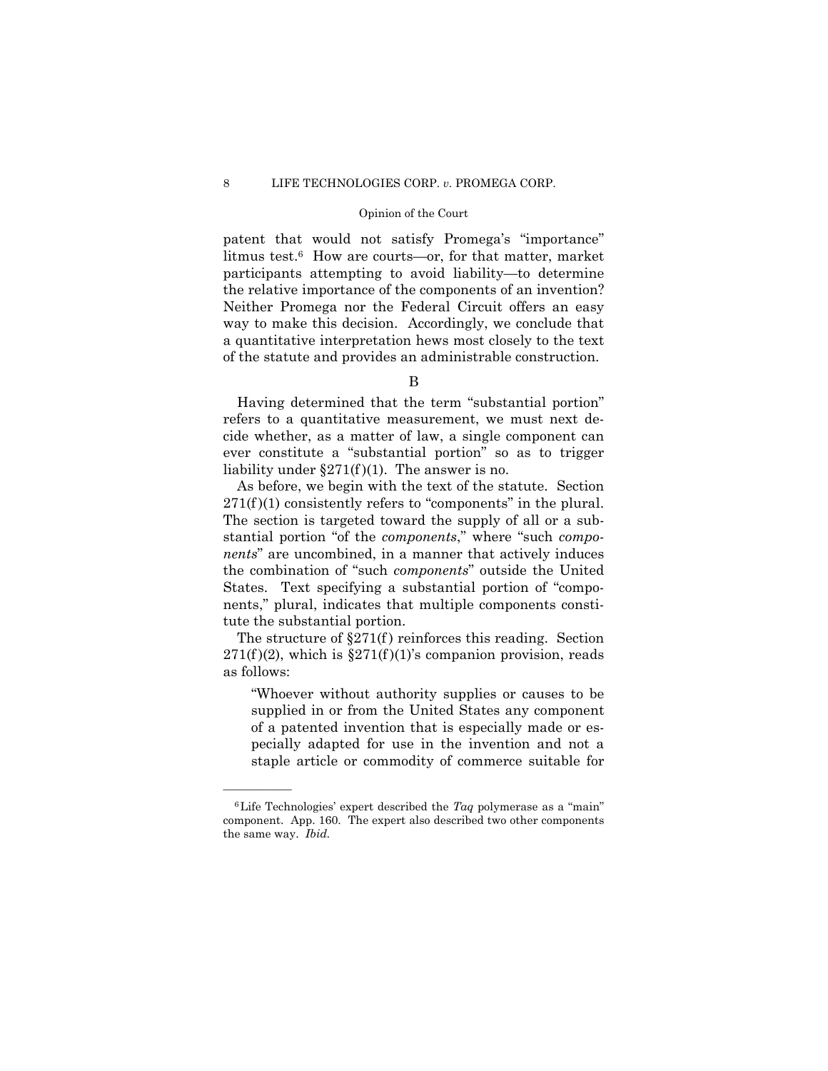patent that would not satisfy Promega's "importance" litmus test.[6] How are courts—or, for that matter, market participants attempting to avoid liability—to determine the relative importance of the components of an invention? Neither Promega nor the Federal Circuit offers an easy way to make this decision. Accordingly, we conclude that a quantitative interpretation hews most closely to the text of the statute and provides an administrable construction.

B

Having determined that the term "substantial portion" refers to a quantitative measurement, we must next decide whether, as a matter of law, a single component can ever constitute a "substantial portion" so as to trigger liability under §271(f)(1). The answer is no.

As before, we begin with the text of the statute. Section 271(f)(1) consistently refers to "components" in the plural. The section is targeted toward the supply of all or a substantial portion "of the *components*," where "such *components*" are uncombined, in a manner that actively induces the combination of "such *components*" outside the United States. Text specifying a substantial portion of "components," plural, indicates that multiple components constitute the substantial portion.

The structure of §271(f) reinforces this reading. Section 271(f)(2), which is §271(f)(1)'s companion provision, reads as follows:

> "Whoever without authority supplies or causes to be supplied in or from the United States any component of a patented invention that is especially made or especially adapted for use in the invention and not a staple article or commodity of commerce suitable for

---

[6] Life Technologies' expert described the *Taq* polymerase as a "main" component. App. 160. The expert also described two other components the same way. *Ibid.*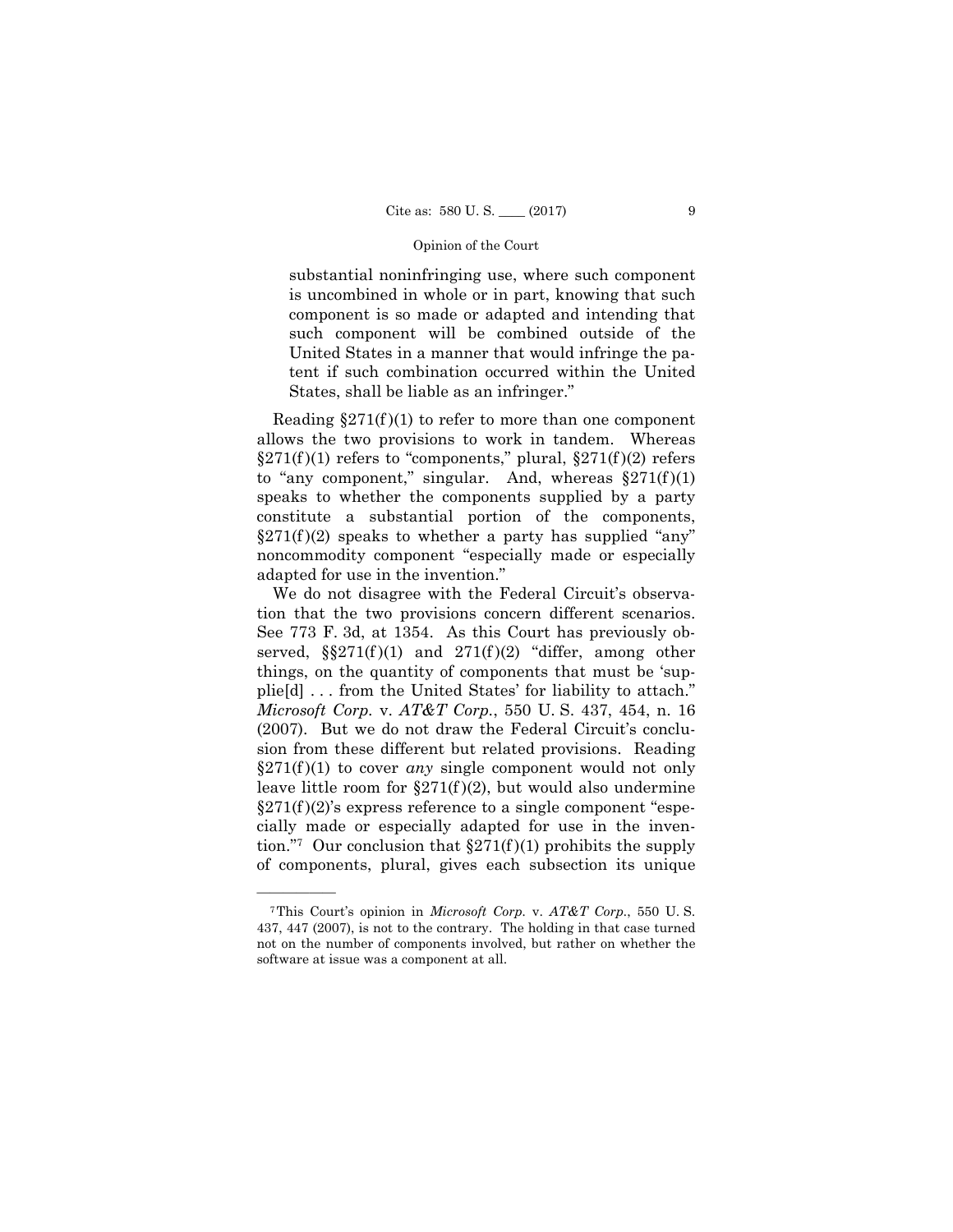> substantial noninfringing use, where such component is uncombined in whole or in part, knowing that such component is so made or adapted and intending that such component will be combined outside of the United States in a manner that would infringe the patent if such combination occurred within the United States, shall be liable as an infringer."

Reading §271(f)(1) to refer to more than one component allows the two provisions to work in tandem. Whereas §271(f)(1) refers to "components," plural, §271(f)(2) refers to "any component," singular. And, whereas §271(f)(1) speaks to whether the components supplied by a party constitute a substantial portion of the components, §271(f)(2) speaks to whether a party has supplied "any" noncommodity component "especially made or especially adapted for use in the invention."

We do not disagree with the Federal Circuit's observation that the two provisions concern different scenarios. See 773 F. 3d, at 1354. As this Court has previously observed, §§271(f)(1) and 271(f)(2) "differ, among other things, on the quantity of components that must be 'supplie[d] . . . from the United States' for liability to attach." *Microsoft Corp.* v. *AT&T Corp.*, 550 U. S. 437, 454, n. 16 (2007). But we do not draw the Federal Circuit's conclusion from these different but related provisions. Reading §271(f)(1) to cover *any* single component would not only leave little room for §271(f)(2), but would also undermine §271(f)(2)'s express reference to a single component "especially made or especially adapted for use in the invention."[7] Our conclusion that §271(f)(1) prohibits the supply of components, plural, gives each subsection its unique

---

[7] This Court's opinion in *Microsoft Corp.* v. *AT&T Corp.*, 550 U. S. 437, 447 (2007), is not to the contrary. The holding in that case turned not on the number of components involved, but rather on whether the software at issue was a component at all.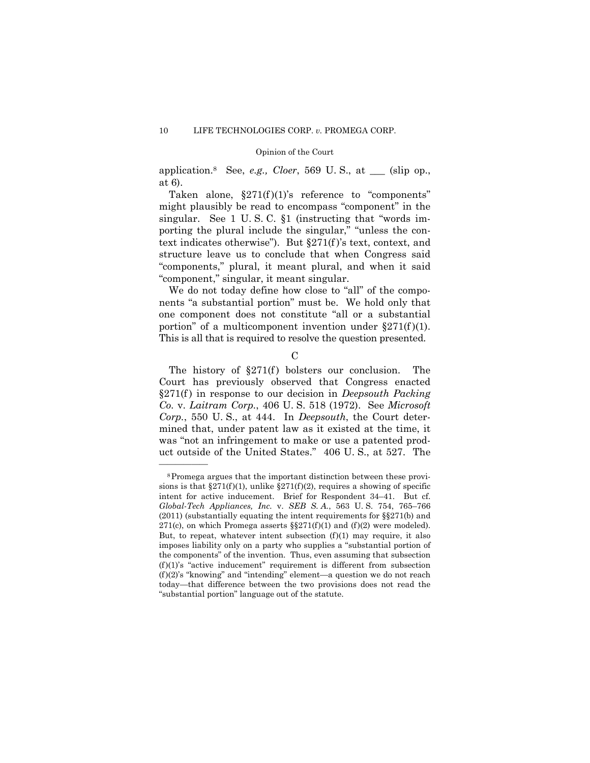application.[8] See, *e.g., Cloer*, 569 U. S., at ___ (slip op., at 6).

Taken alone, §271(f)(1)'s reference to "components" might plausibly be read to encompass "component" in the singular. See 1 U. S. C. §1 (instructing that "words importing the plural include the singular," "unless the context indicates otherwise"). But §271(f)'s text, context, and structure leave us to conclude that when Congress said "components," plural, it meant plural, and when it said "component," singular, it meant singular.

We do not today define how close to "all" of the components "a substantial portion" must be. We hold only that one component does not constitute "all or a substantial portion" of a multicomponent invention under §271(f)(1). This is all that is required to resolve the question presented.

C

The history of §271(f) bolsters our conclusion. The Court has previously observed that Congress enacted §271(f) in response to our decision in *Deepsouth Packing Co.* v. *Laitram Corp.*, 406 U. S. 518 (1972). See *Microsoft Corp.*, 550 U. S., at 444. In *Deepsouth*, the Court determined that, under patent law as it existed at the time, it was "not an infringement to make or use a patented product outside of the United States." 406 U. S., at 527. The

---

[8] Promega argues that the important distinction between these provisions is that §271(f)(1), unlike §271(f)(2), requires a showing of specific intent for active inducement. Brief for Respondent 34–41. But cf. *Global-Tech Appliances, Inc.* v. *SEB S. A.*, 563 U. S. 754, 765–766 (2011) (substantially equating the intent requirements for §§271(b) and 271(c), on which Promega asserts §§271(f)(1) and (f)(2) were modeled). But, to repeat, whatever intent subsection (f)(1) may require, it also imposes liability only on a party who supplies a "substantial portion of the components" of the invention. Thus, even assuming that subsection (f)(1)'s "active inducement" requirement is different from subsection (f)(2)'s "knowing" and "intending" element—a question we do not reach today—that difference between the two provisions does not read the "substantial portion" language out of the statute.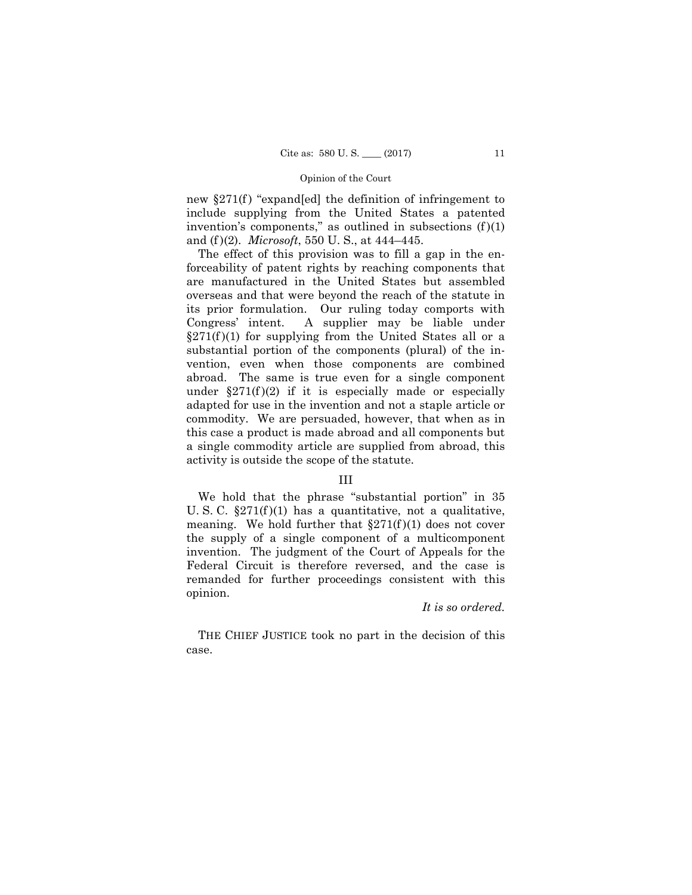new §271(f) "expand[ed] the definition of infringement to include supplying from the United States a patented invention's components," as outlined in subsections (f)(1) and (f)(2). *Microsoft*, 550 U. S., at 444–445.

The effect of this provision was to fill a gap in the enforceability of patent rights by reaching components that are manufactured in the United States but assembled overseas and that were beyond the reach of the statute in its prior formulation. Our ruling today comports with Congress' intent. A supplier may be liable under §271(f)(1) for supplying from the United States all or a substantial portion of the components (plural) of the invention, even when those components are combined abroad. The same is true even for a single component under §271(f)(2) if it is especially made or especially adapted for use in the invention and not a staple article or commodity. We are persuaded, however, that when as in this case a product is made abroad and all components but a single commodity article are supplied from abroad, this activity is outside the scope of the statute.

## III

We hold that the phrase "substantial portion" in 35 U. S. C. §271(f)(1) has a quantitative, not a qualitative, meaning. We hold further that §271(f)(1) does not cover the supply of a single component of a multicomponent invention. The judgment of the Court of Appeals for the Federal Circuit is therefore reversed, and the case is remanded for further proceedings consistent with this opinion.

*It is so ordered.*

THE CHIEF JUSTICE took no part in the decision of this case.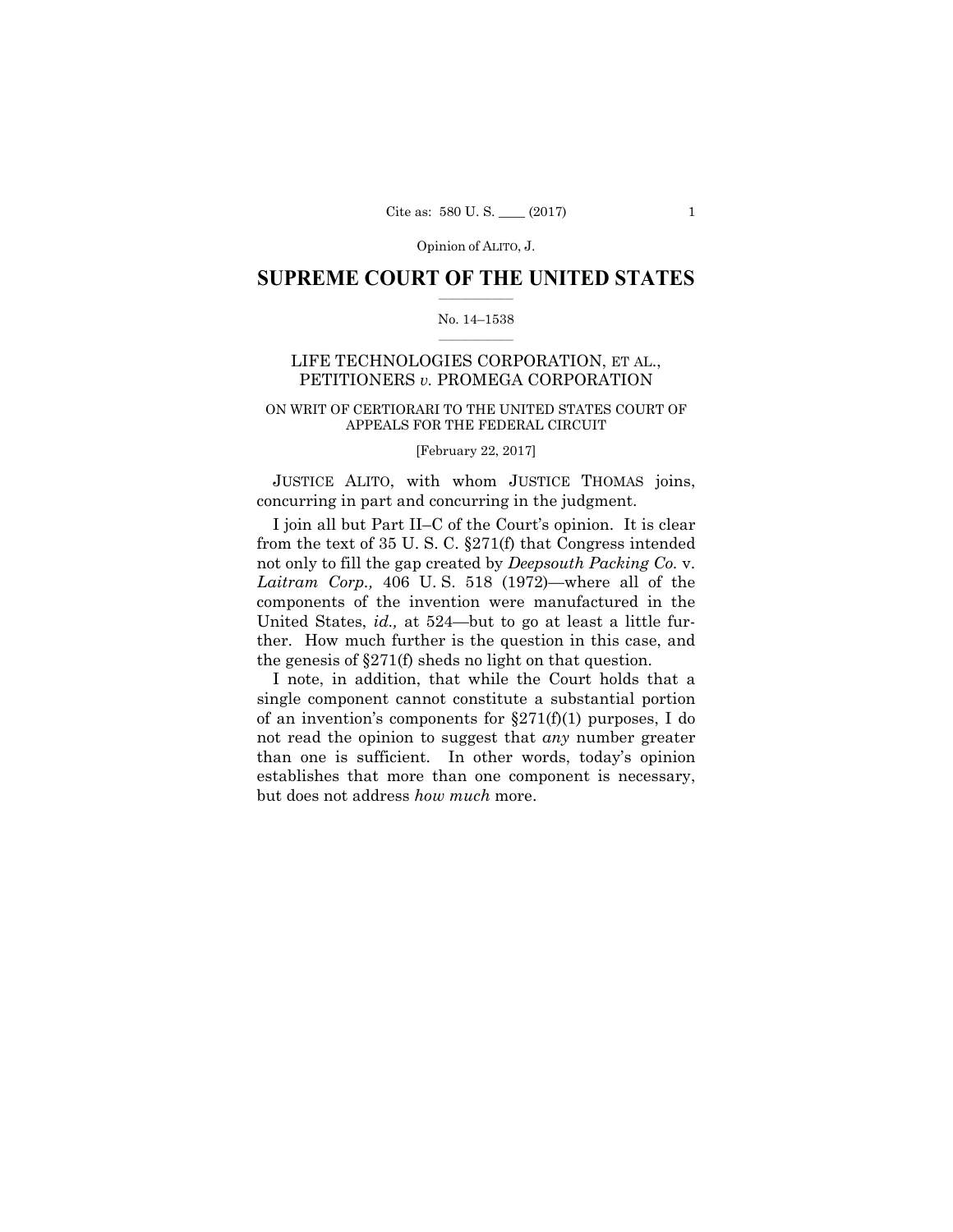# SUPREME COURT OF THE UNITED STATES

No. 14–1538

LIFE TECHNOLOGIES CORPORATION, ET AL., PETITIONERS *v.* PROMEGA CORPORATION

ON WRIT OF CERTIORARI TO THE UNITED STATES COURT OF APPEALS FOR THE FEDERAL CIRCUIT

[February 22, 2017]

JUSTICE ALITO, with whom JUSTICE THOMAS joins, concurring in part and concurring in the judgment.

I join all but Part II–C of the Court's opinion. It is clear from the text of 35 U. S. C. §271(f) that Congress intended not only to fill the gap created by *Deepsouth Packing Co.* v. *Laitram Corp.,* 406 U. S. 518 (1972)—where all of the components of the invention were manufactured in the United States, *id.,* at 524—but to go at least a little further. How much further is the question in this case, and the genesis of §271(f) sheds no light on that question.

I note, in addition, that while the Court holds that a single component cannot constitute a substantial portion of an invention's components for §271(f)(1) purposes, I do not read the opinion to suggest that *any* number greater than one is sufficient. In other words, today's opinion establishes that more than one component is necessary, but does not address *how much* more.